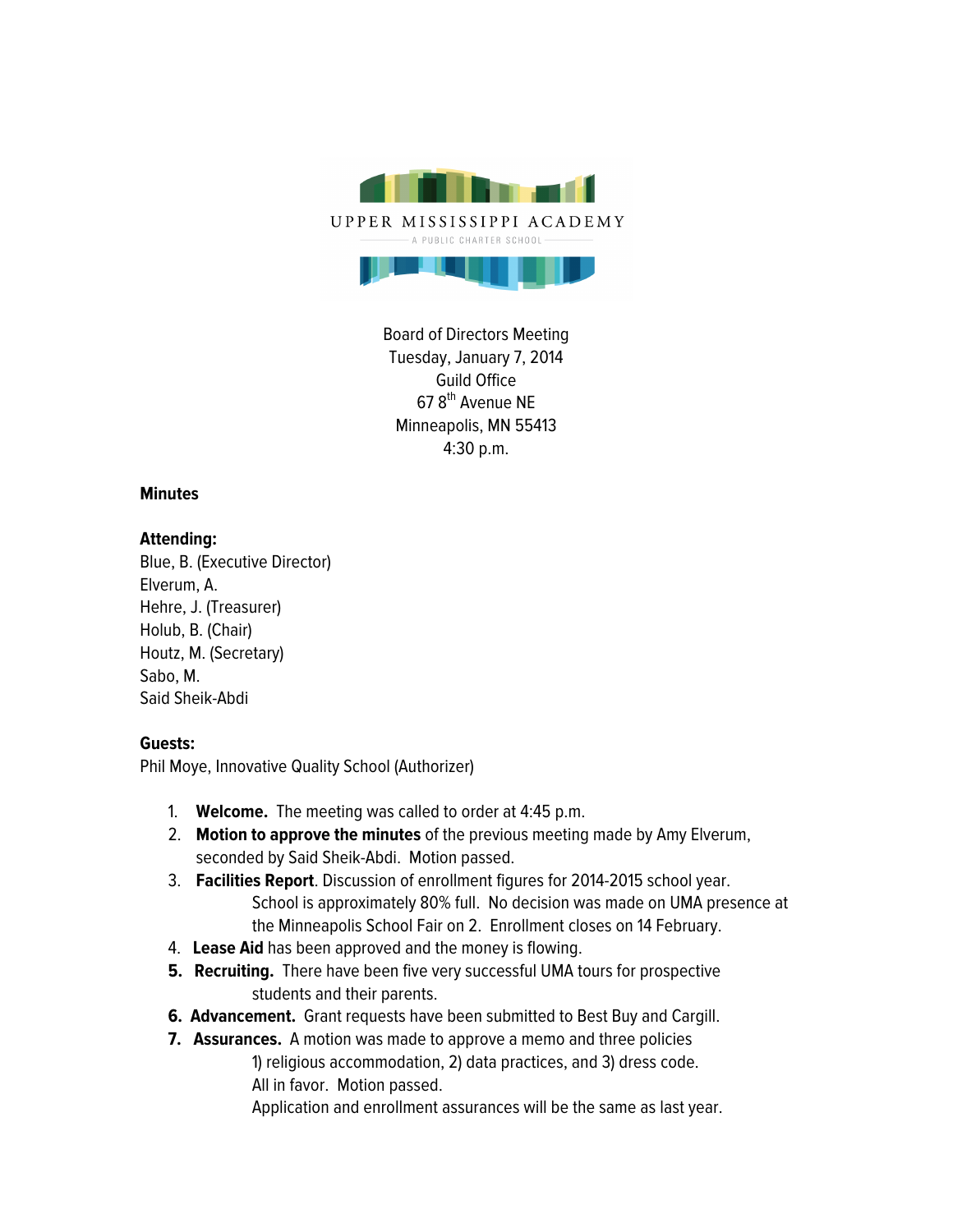UPPER MISSISSIPPI ACADEMY

A PUBLIC CHARTER SCHOOL

Board of Directors Meeting
Tuesday, January 7, 2014
Guild Office
67 8th Avenue NE
Minneapolis, MN 55413
4:30 p.m.

**Minutes**

**Attending:**
Blue, B. (Executive Director)
Elverum, A.
Hehre, J. (Treasurer)
Holub, B. (Chair)
Houtz, M. (Secretary)
Sabo, M.
Said Sheik-Abdi

**Guests:**
Phil Moye, Innovative Quality School (Authorizer)

1. **Welcome.** The meeting was called to order at 4:45 p.m.
2. **Motion to approve the minutes** of the previous meeting made by Amy Elverum, seconded by Said Sheik-Abdi. Motion passed.
3. **Facilities Report**. Discussion of enrollment figures for 2014-2015 school year. School is approximately 80% full. No decision was made on UMA presence at the Minneapolis School Fair on 2. Enrollment closes on 14 February.
4. **Lease Aid** has been approved and the money is flowing.
5. **Recruiting.** There have been five very successful UMA tours for prospective students and their parents.
6. **Advancement.** Grant requests have been submitted to Best Buy and Cargill.
7. **Assurances.** A motion was made to approve a memo and three policies 1) religious accommodation, 2) data practices, and 3) dress code. All in favor. Motion passed. Application and enrollment assurances will be the same as last year.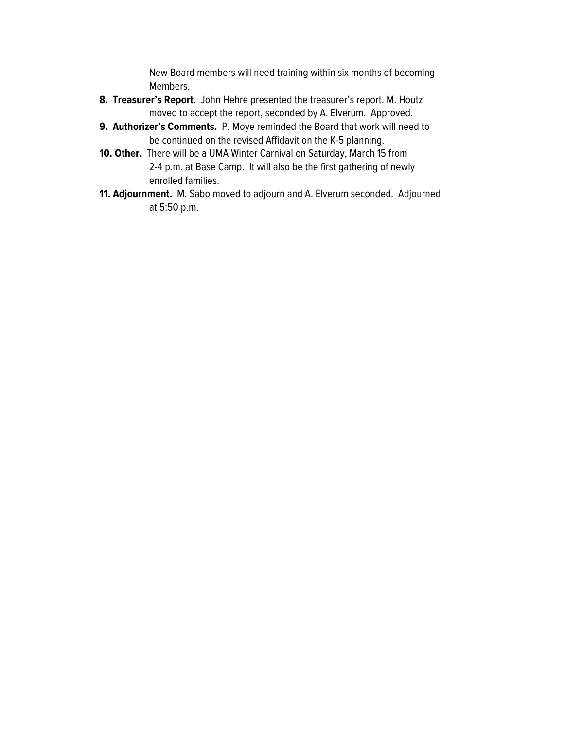New Board members will need training within six months of becoming Members.

8. **Treasurer's Report**. John Hehre presented the treasurer's report. M. Houtz moved to accept the report, seconded by A. Elverum. Approved.
9. **Authorizer's Comments.** P. Moye reminded the Board that work will need to be continued on the revised Affidavit on the K-5 planning.
10. **Other.** There will be a UMA Winter Carnival on Saturday, March 15 from 2-4 p.m. at Base Camp. It will also be the first gathering of newly enrolled families.
11. **Adjournment.** M. Sabo moved to adjourn and A. Elverum seconded. Adjourned at 5:50 p.m.